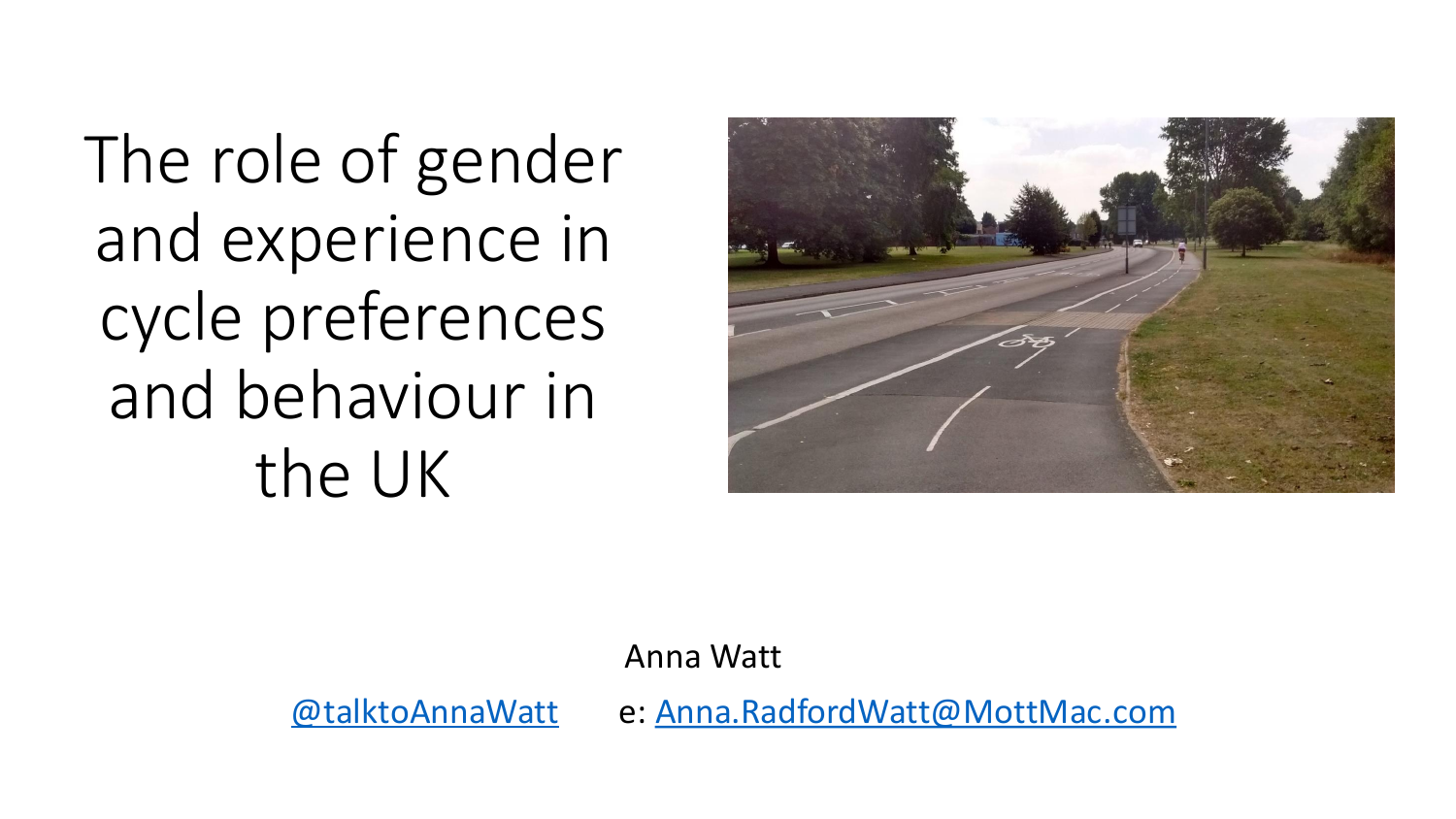# The role of gender and experience in cycle preferences and behaviour in the UK

Anna Watt

@talktoAnnaWatt    e: Anna.RadfordWatt@MottMac.com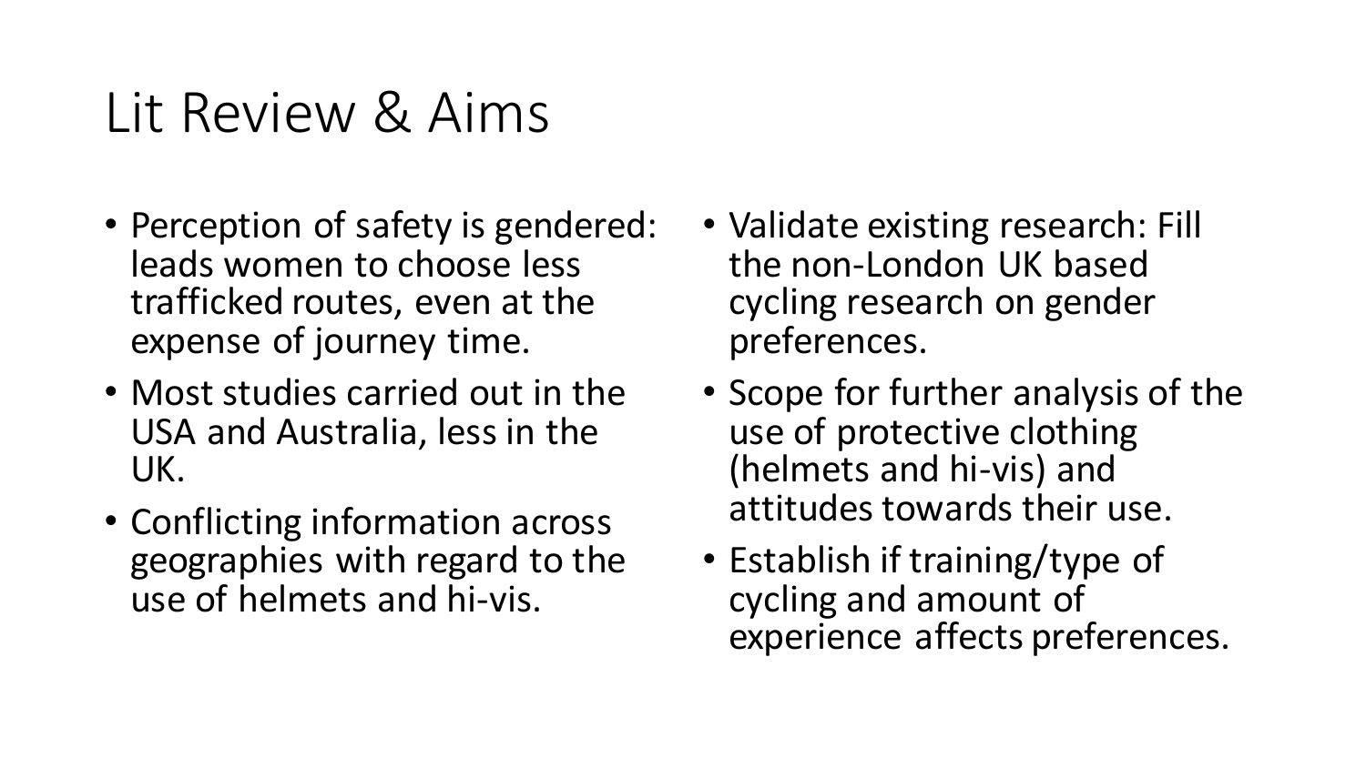# Lit Review & Aims

- Perception of safety is gendered: leads women to choose less trafficked routes, even at the expense of journey time.
- Most studies carried out in the USA and Australia, less in the UK.
- Conflicting information across geographies with regard to the use of helmets and hi-vis.

- Validate existing research: Fill the non-London UK based cycling research on gender preferences.
- Scope for further analysis of the use of protective clothing (helmets and hi-vis) and attitudes towards their use.
- Establish if training/type of cycling and amount of experience affects preferences.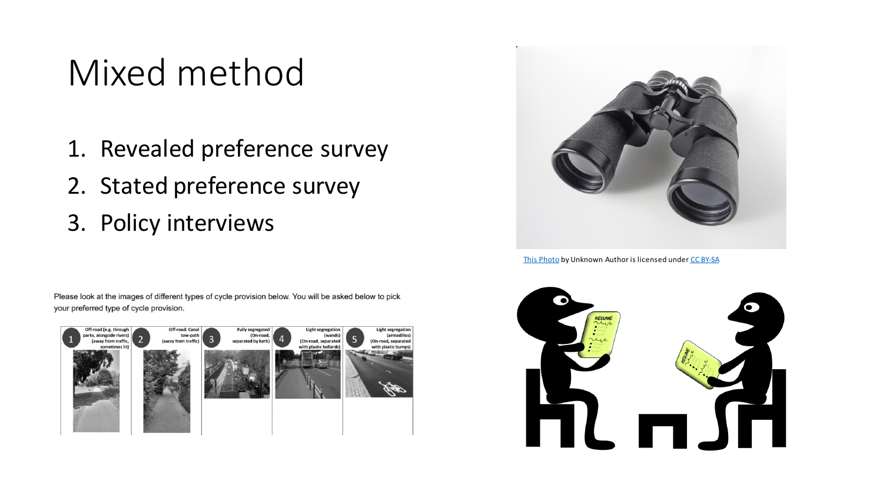# Mixed method

1. Revealed preference survey
2. Stated preference survey
3. Policy interviews

This Photo by Unknown Author is licensed under CC BY-SA

Please look at the images of different types of cycle provision below. You will be asked below to pick your preferred type of cycle provision.

| 1 | 2 | 3 | 4 | 5 |
| --- | --- | --- | --- | --- |
| Off-road (e.g. through parks, alongside rivers) (away from traffic, sometimes lit) | Off-road: Canal tow-path (away from traffic) | Fully segregated (On-road, separated by kerb) | Light segregation (wands) (On-road, separated with plastic bollards) | Light segregation (armadillos) (On-road, separated with plastic bumps) |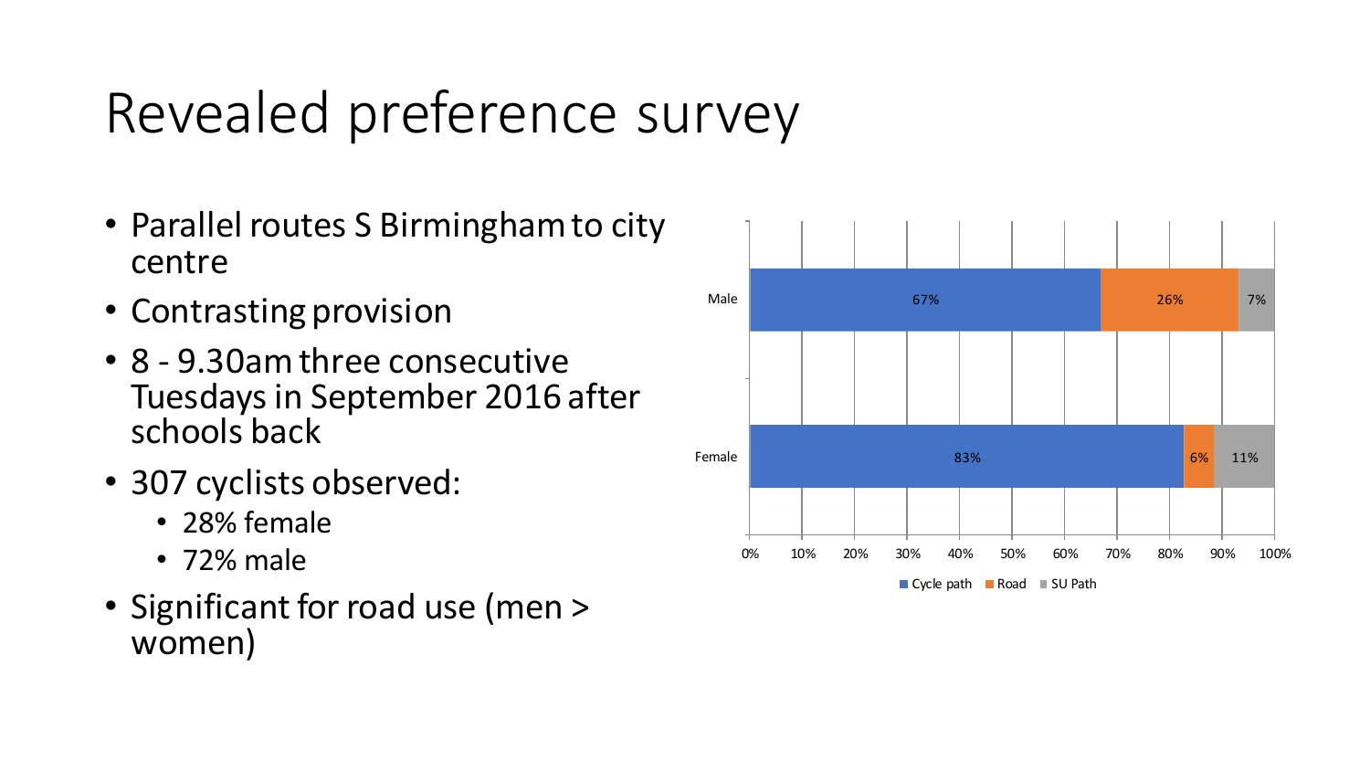# Revealed preference survey

- Parallel routes S Birmingham to city centre
- Contrasting provision
- 8 - 9.30am three consecutive Tuesdays in September 2016 after schools back
- 307 cyclists observed:
  - 28% female
  - 72% male
- Significant for road use (men > women)

| | Cycle path | Road | SU Path |
|---|---|---|---|
| Male | 67% | 26% | 7% |
| Female | 83% | 6% | 11% |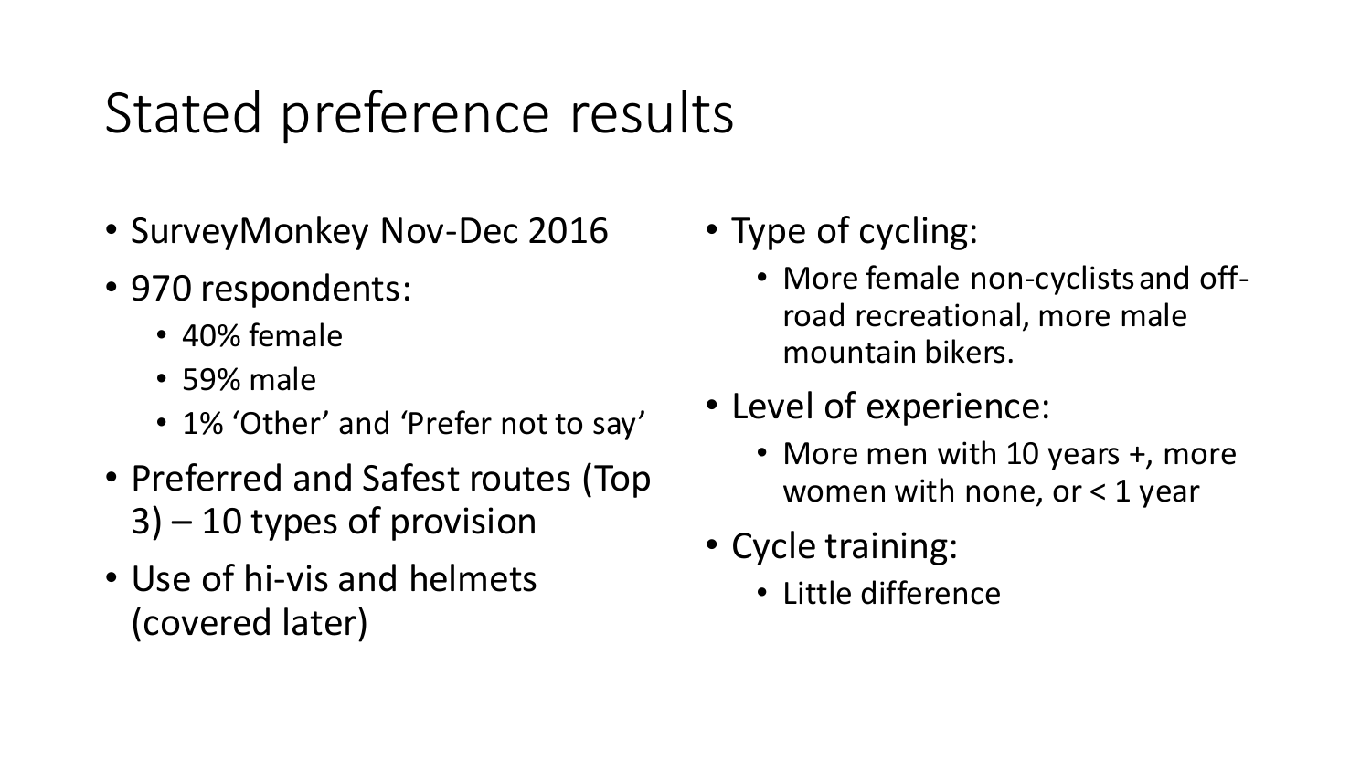# Stated preference results

- SurveyMonkey Nov-Dec 2016
- 970 respondents:
  - 40% female
  - 59% male
  - 1% 'Other' and 'Prefer not to say'
- Preferred and Safest routes (Top 3) – 10 types of provision
- Use of hi-vis and helmets (covered later)
- Type of cycling:
  - More female non-cyclists and off-road recreational, more male mountain bikers.
- Level of experience:
  - More men with 10 years +, more women with none, or < 1 year
- Cycle training:
  - Little difference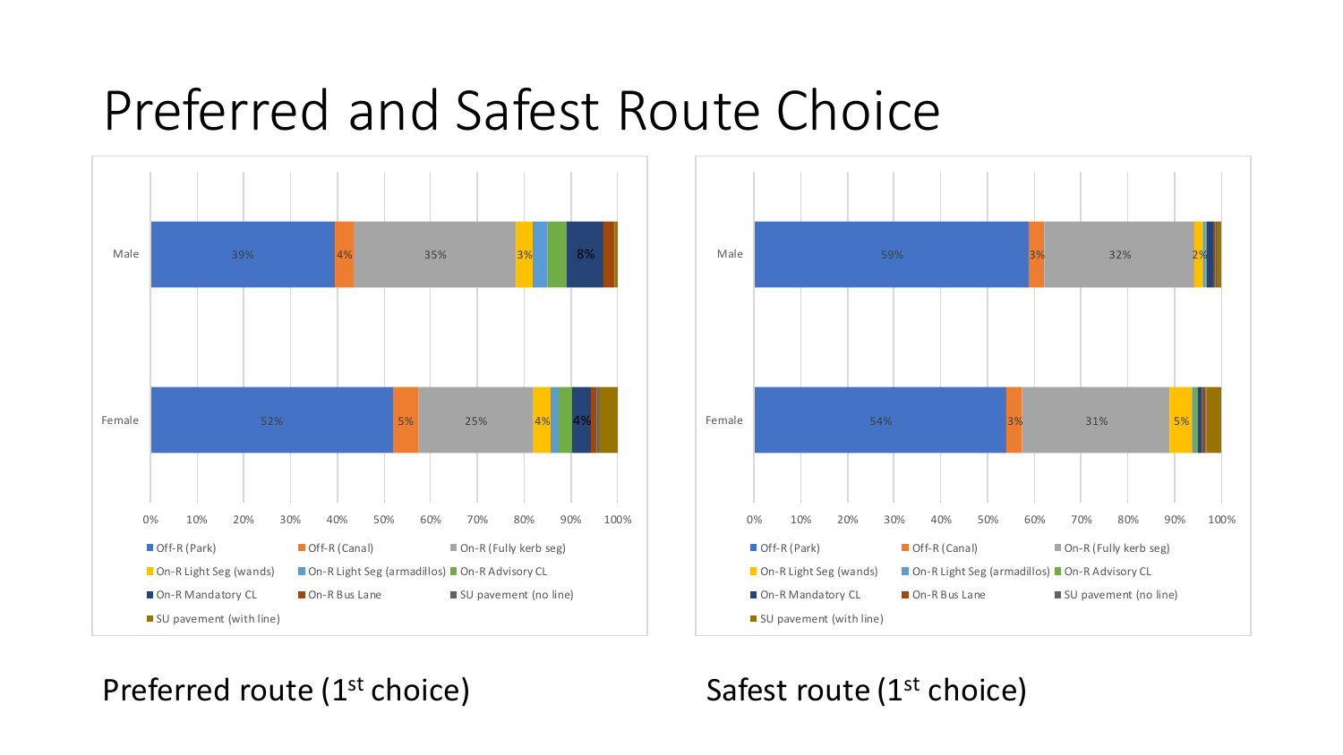# Preferred and Safest Route Choice

| | Off-R (Park) | Off-R (Canal) | On-R (Fully kerb seg) | On-R Light Seg (wands) | On-R Mandatory CL |
|---|---|---|---|---|---|
| Male | 39% | 4% | 35% | 3% | 8% |
| Female | 52% | 5% | 25% | 4% | 4% |

Legend: Off-R (Park), Off-R (Canal), On-R (Fully kerb seg), On-R Light Seg (wands), On-R Light Seg (armadillos), On-R Advisory CL, On-R Mandatory CL, On-R Bus Lane, SU pavement (no line), SU pavement (with line)

Preferred route (1st choice)

| | Off-R (Park) | Off-R (Canal) | On-R (Fully kerb seg) | On-R Light Seg (wands) |
|---|---|---|---|---|
| Male | 59% | 3% | 32% | 2% |
| Female | 54% | 3% | 31% | 5% |

Legend: Off-R (Park), Off-R (Canal), On-R (Fully kerb seg), On-R Light Seg (wands), On-R Light Seg (armadillos), On-R Advisory CL, On-R Mandatory CL, On-R Bus Lane, SU pavement (no line), SU pavement (with line)

Safest route (1st choice)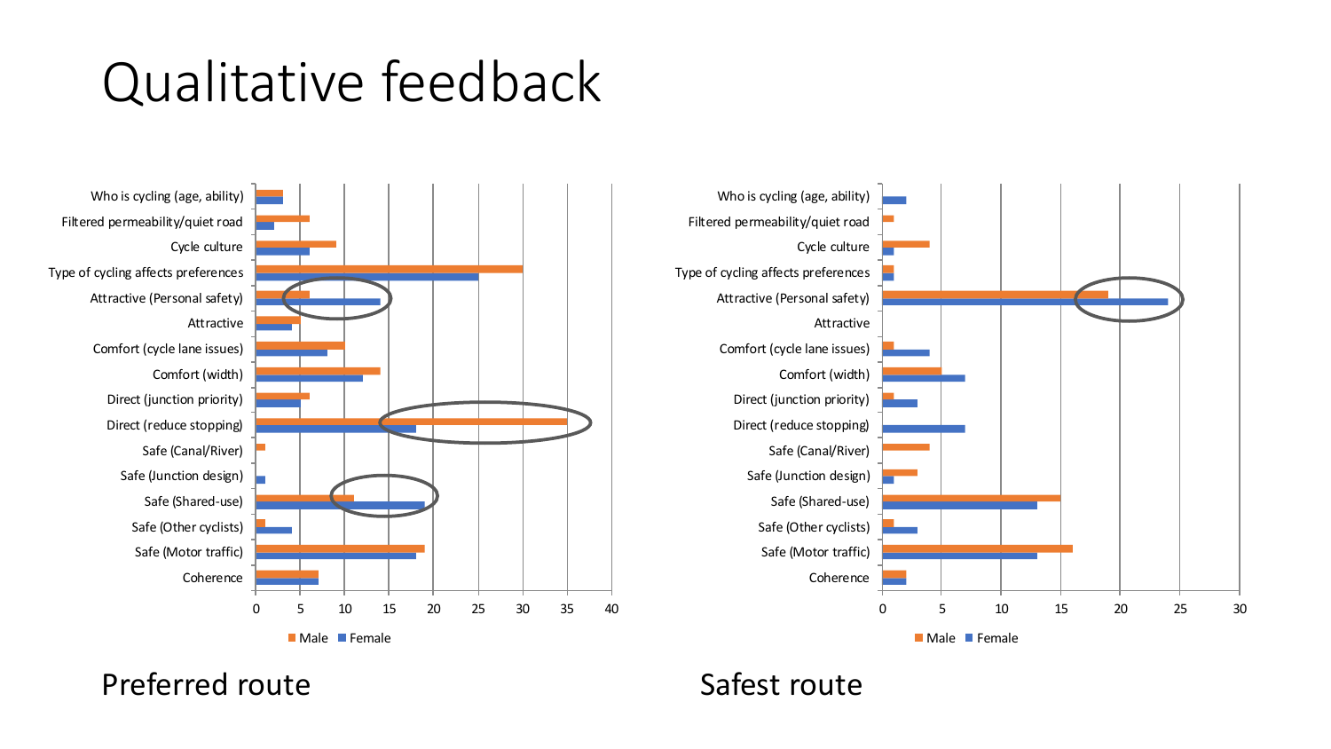# Qualitative feedback

Preferred route

Safest route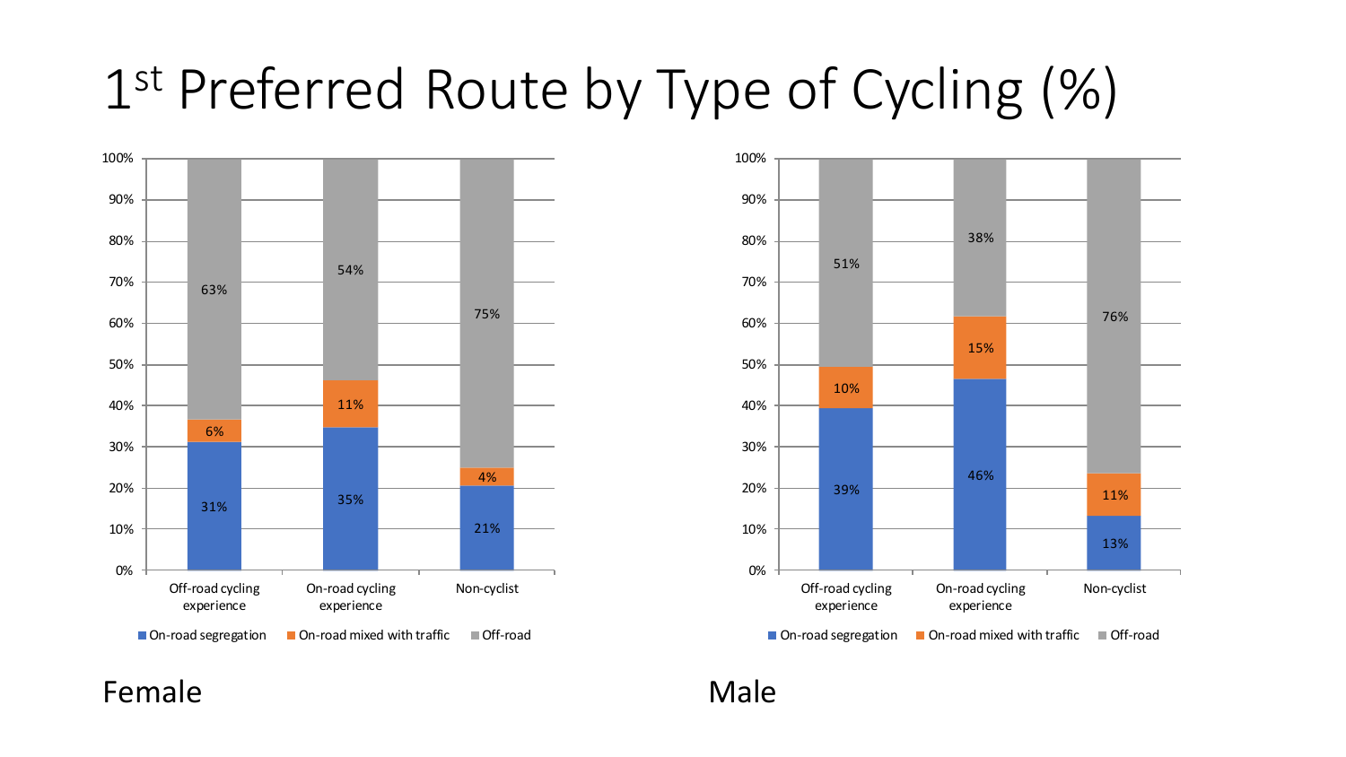# 1st Preferred Route by Type of Cycling (%)

**Female**

| | Off-road cycling experience | On-road cycling experience | Non-cyclist |
|---|---|---|---|
| On-road segregation | 31% | 35% | 21% |
| On-road mixed with traffic | 6% | 11% | 4% |
| Off-road | 63% | 54% | 75% |

**Male**

| | Off-road cycling experience | On-road cycling experience | Non-cyclist |
|---|---|---|---|
| On-road segregation | 39% | 46% | 13% |
| On-road mixed with traffic | 10% | 15% | 11% |
| Off-road | 51% | 38% | 76% |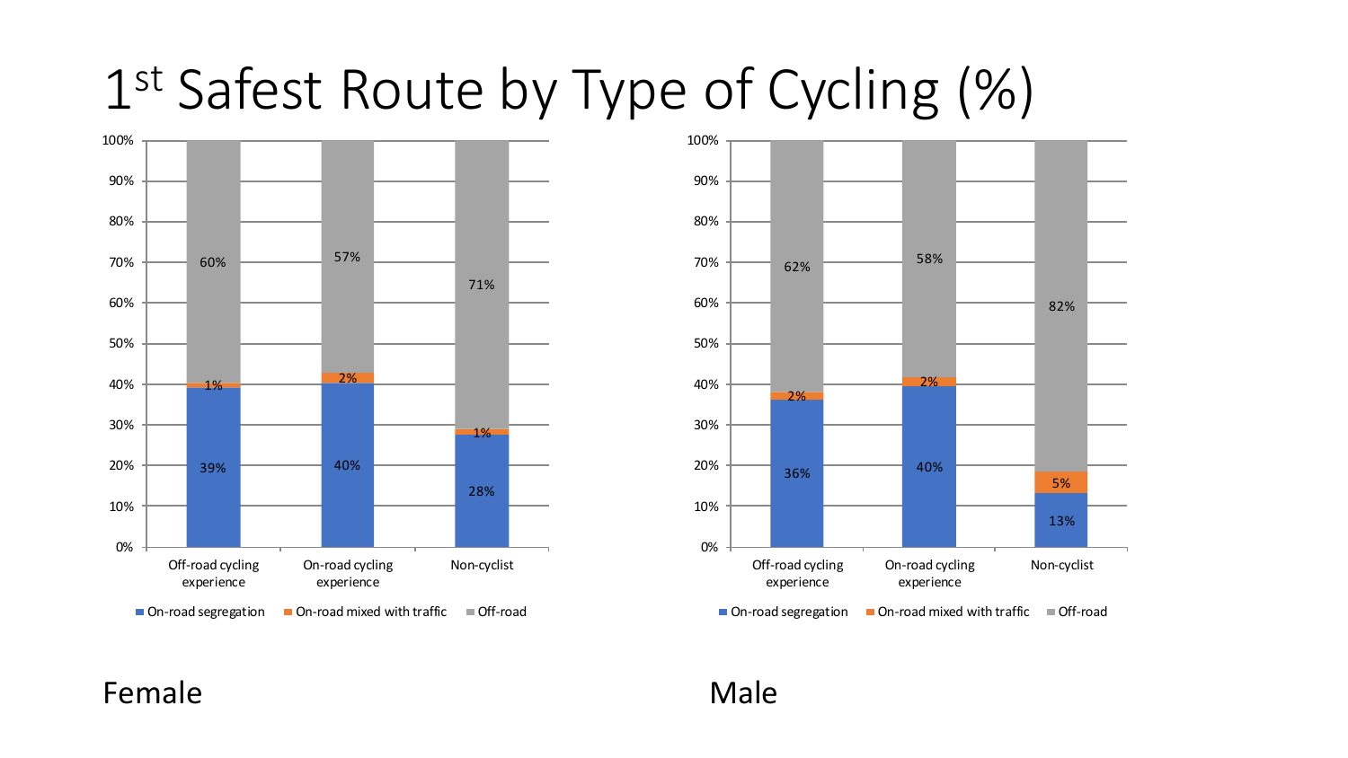# 1st Safest Route by Type of Cycling (%)

**Female**

| | Off-road cycling experience | On-road cycling experience | Non-cyclist |
|---|---|---|---|
| On-road segregation | 39% | 40% | 28% |
| On-road mixed with traffic | 1% | 2% | 1% |
| Off-road | 60% | 57% | 71% |

**Male**

| | Off-road cycling experience | On-road cycling experience | Non-cyclist |
|---|---|---|---|
| On-road segregation | 36% | 40% | 13% |
| On-road mixed with traffic | 2% | 2% | 5% |
| Off-road | 62% | 58% | 82% |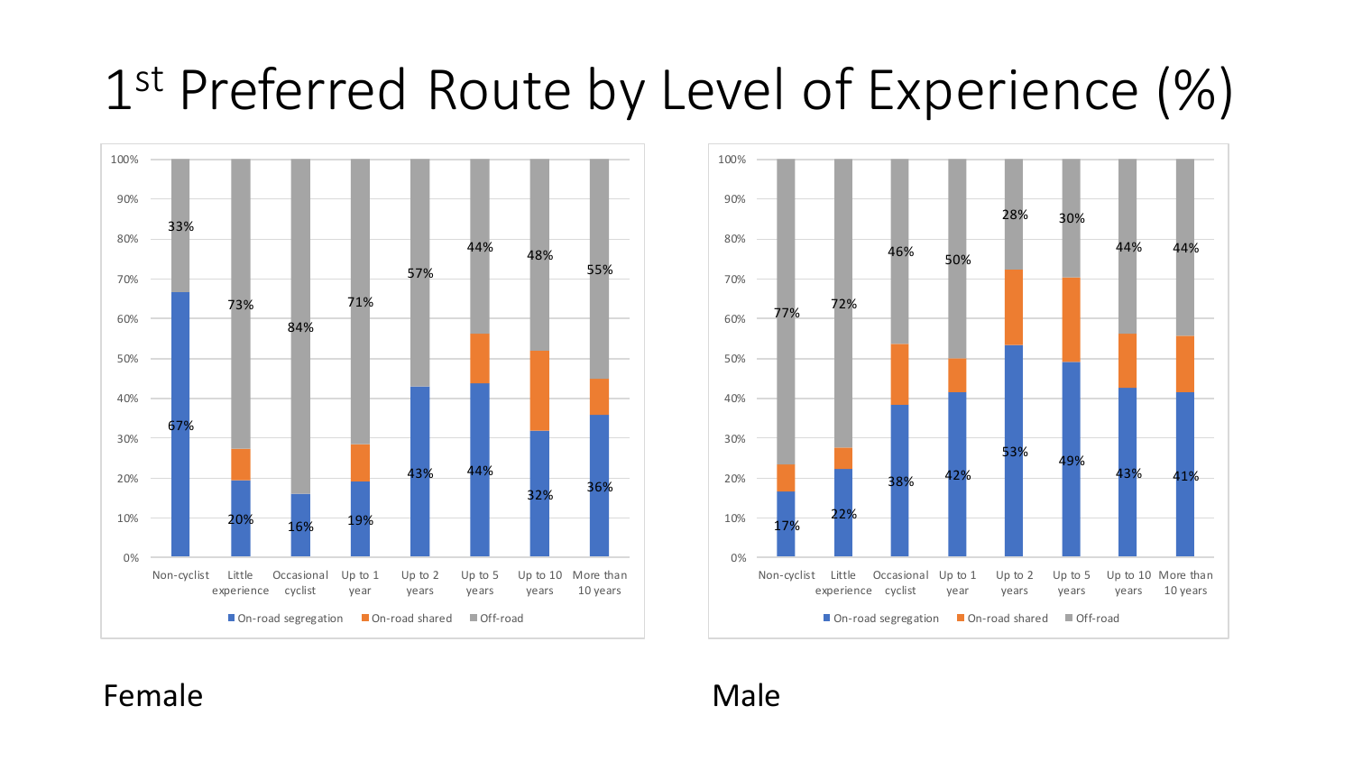# 1[st] Preferred Route by Level of Experience (%)

**Female**

| Level of experience | On-road segregation | On-road shared | Off-road |
|---|---|---|---|
| Non-cyclist | 67% | | 33% |
| Little experience | 20% | | 73% |
| Occasional cyclist | 16% | | 84% |
| Up to 1 year | 19% | | 71% |
| Up to 2 years | 43% | | 57% |
| Up to 5 years | 44% | | 44% |
| Up to 10 years | 32% | | 48% |
| More than 10 years | 36% | | 55% |

**Male**

| Level of experience | On-road segregation | On-road shared | Off-road |
|---|---|---|---|
| Non-cyclist | 17% | | 77% |
| Little experience | 22% | | 72% |
| Occasional cyclist | 38% | | 46% |
| Up to 1 year | 42% | | 50% |
| Up to 2 years | 53% | | 28% |
| Up to 5 years | 49% | | 30% |
| Up to 10 years | 43% | | 44% |
| More than 10 years | 41% | | 44% |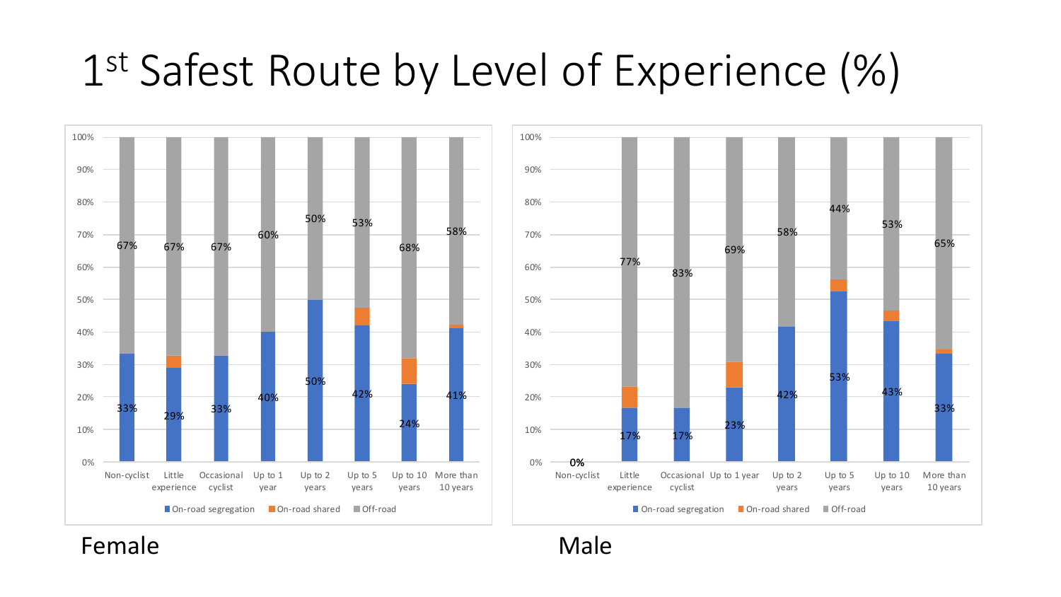# 1st Safest Route by Level of Experience (%)

**Female**

| | Non-cyclist | Little experience | Occasional cyclist | Up to 1 year | Up to 2 years | Up to 5 years | Up to 10 years | More than 10 years |
|---|---|---|---|---|---|---|---|---|
| On-road segregation | 33% | 29% | 33% | 40% | 50% | 42% | 24% | 41% |
| On-road shared | | | | | | | | |
| Off-road | 67% | 67% | 67% | 60% | 50% | 53% | 68% | 58% |

**Male**

| | Non-cyclist | Little experience | Occasional cyclist | Up to 1 year | Up to 2 years | Up to 5 years | Up to 10 years | More than 10 years |
|---|---|---|---|---|---|---|---|---|
| On-road segregation | 0% | 17% | 17% | 23% | 42% | 53% | 43% | 33% |
| On-road shared | | | | | | | | |
| Off-road | | 77% | 83% | 69% | 58% | 44% | 53% | 65% |

Female

Male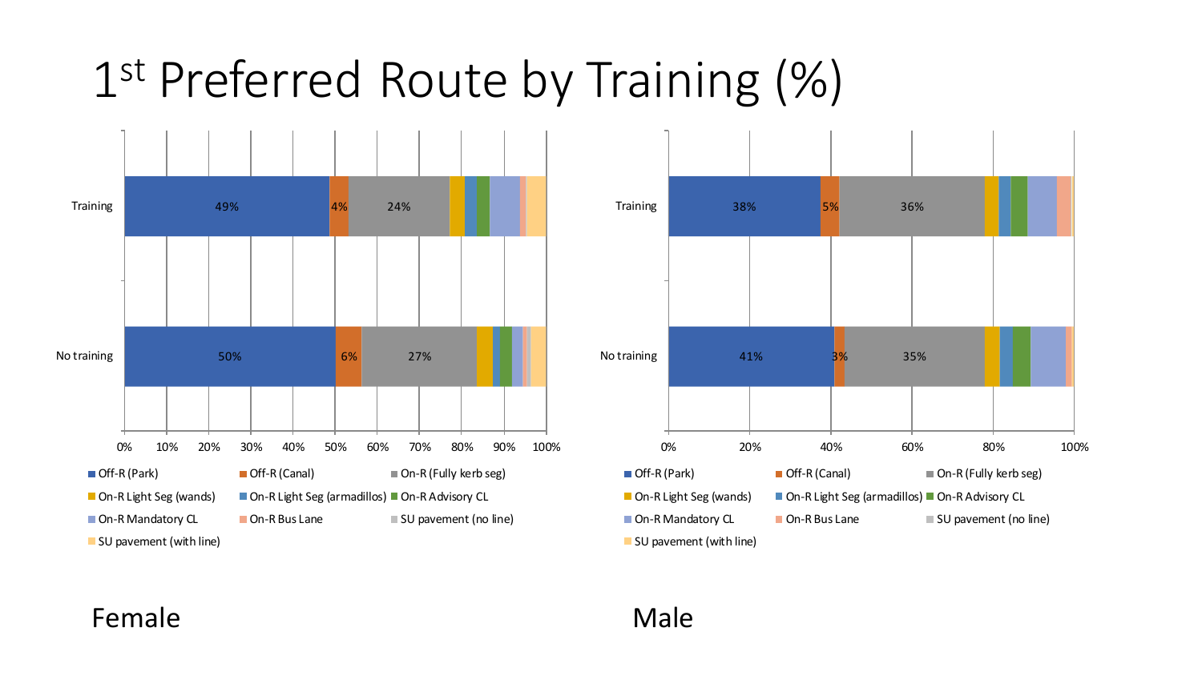# 1st Preferred Route by Training (%)

Female

| | Off-R (Park) | Off-R (Canal) | On-R (Fully kerb seg) |
|---|---|---|---|
| Training | 49% | 4% | 24% |
| No training | 50% | 6% | 27% |

Male

| | Off-R (Park) | Off-R (Canal) | On-R (Fully kerb seg) |
|---|---|---|---|
| Training | 38% | 5% | 36% |
| No training | 41% | 3% | 35% |

Legend: Off-R (Park), Off-R (Canal), On-R (Fully kerb seg), On-R Light Seg (wands), On-R Light Seg (armadillos), On-R Advisory CL, On-R Mandatory CL, On-R Bus Lane, SU pavement (no line), SU pavement (with line)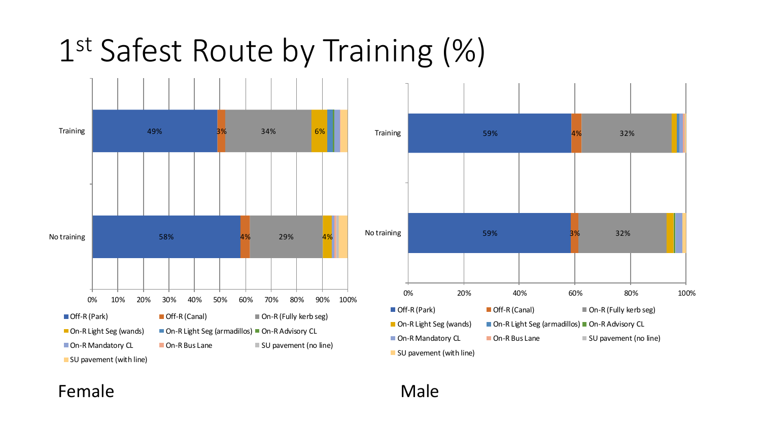# $1^{st}$ Safest Route by Training (%)

**Female**

| | Off-R (Park) | Off-R (Canal) | On-R (Fully kerb seg) | On-R Light Seg (wands) |
|---|---|---|---|---|
| Training | 49% | 3% | 34% | 6% |
| No training | 58% | 4% | 29% | 4% |

**Male**

| | Off-R (Park) | Off-R (Canal) | On-R (Fully kerb seg) |
|---|---|---|---|
| Training | 59% | 4% | 32% |
| No training | 59% | 3% | 32% |

Legend: Off-R (Park), Off-R (Canal), On-R (Fully kerb seg), On-R Light Seg (wands), On-R Light Seg (armadillos), On-R Advisory CL, On-R Mandatory CL, On-R Bus Lane, SU pavement (no line), SU pavement (with line)

Female

Male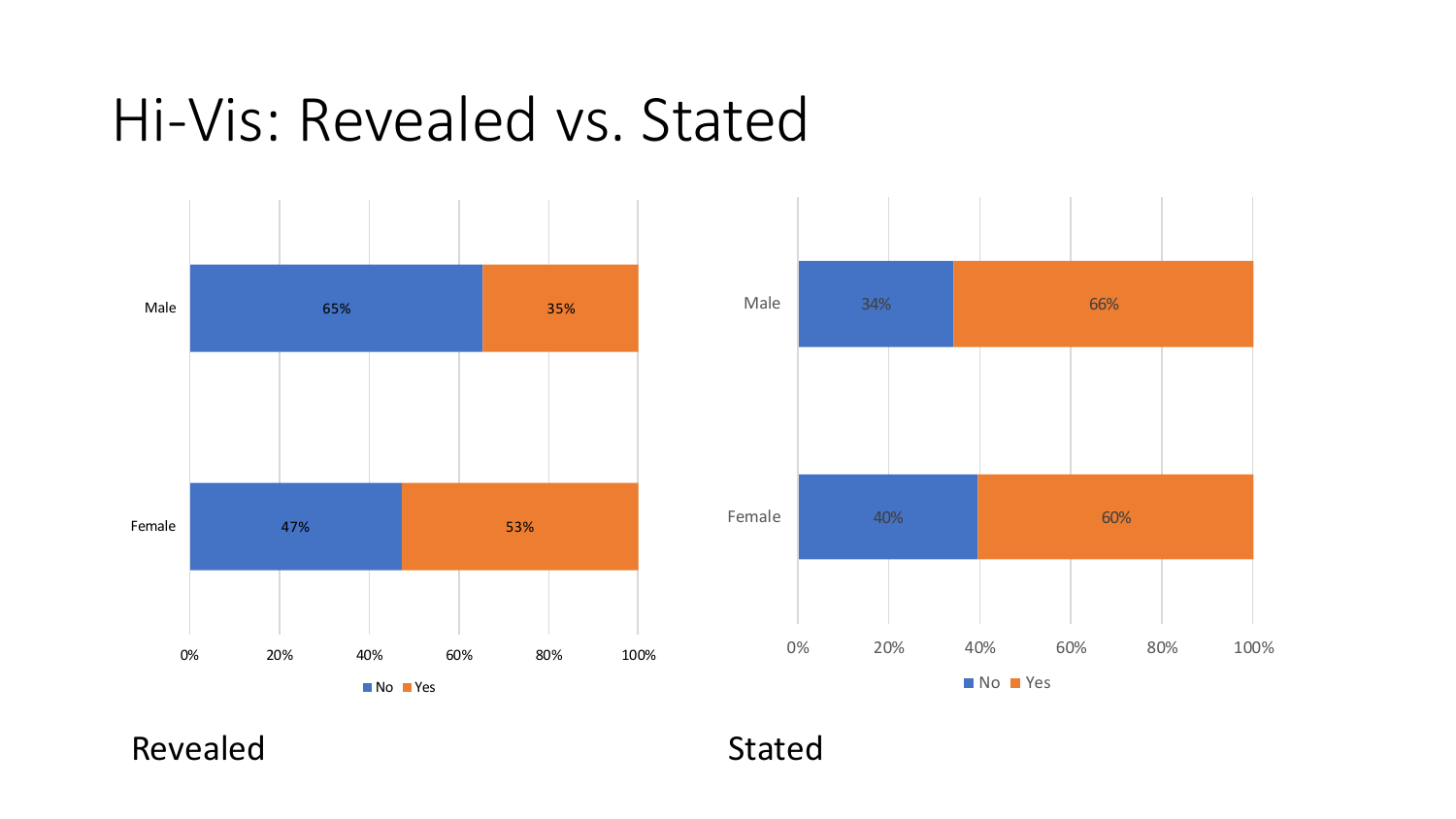# Hi-Vis: Revealed vs. Stated

**Revealed**

| | No | Yes |
| --- | --- | --- |
| Male | 65% | 35% |
| Female | 47% | 53% |

**Stated**

| | No | Yes |
| --- | --- | --- |
| Male | 34% | 66% |
| Female | 40% | 60% |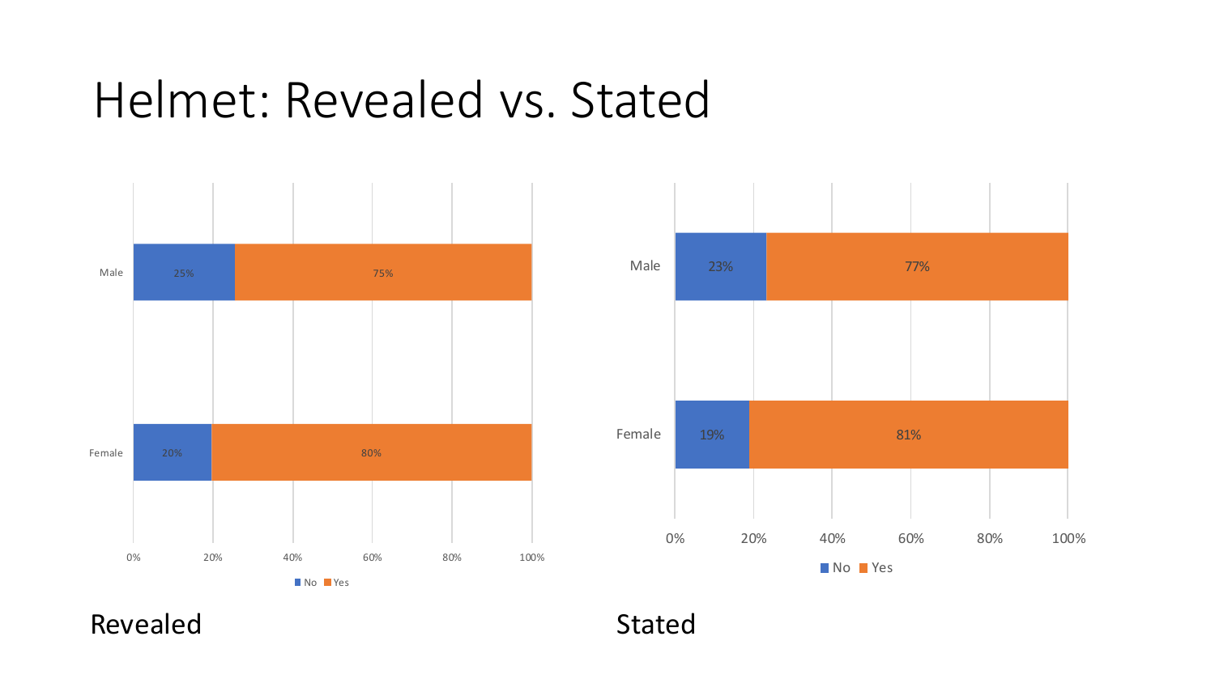# Helmet: Revealed vs. Stated

| Revealed | No | Yes |
|---|---|---|
| Male | 25% | 75% |
| Female | 20% | 80% |

Revealed

| Stated | No | Yes |
|---|---|---|
| Male | 23% | 77% |
| Female | 19% | 81% |

Stated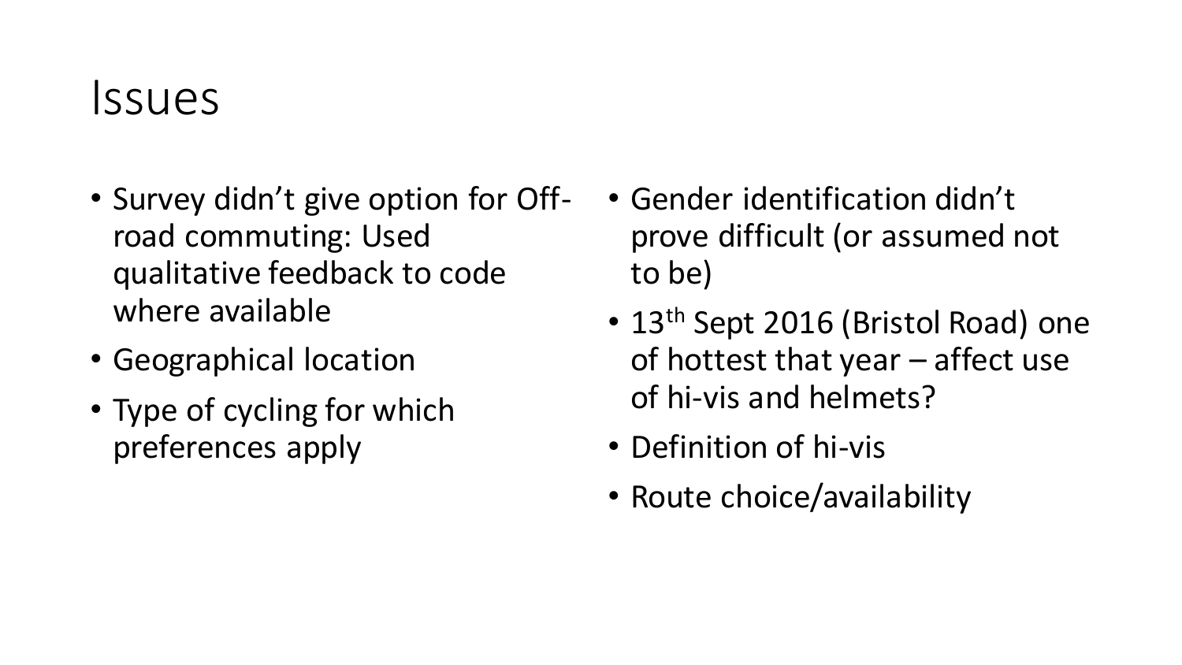# Issues

- Survey didn't give option for Off-road commuting: Used qualitative feedback to code where available
- Geographical location
- Type of cycling for which preferences apply
- Gender identification didn't prove difficult (or assumed not to be)
- 13th Sept 2016 (Bristol Road) one of hottest that year – affect use of hi-vis and helmets?
- Definition of hi-vis
- Route choice/availability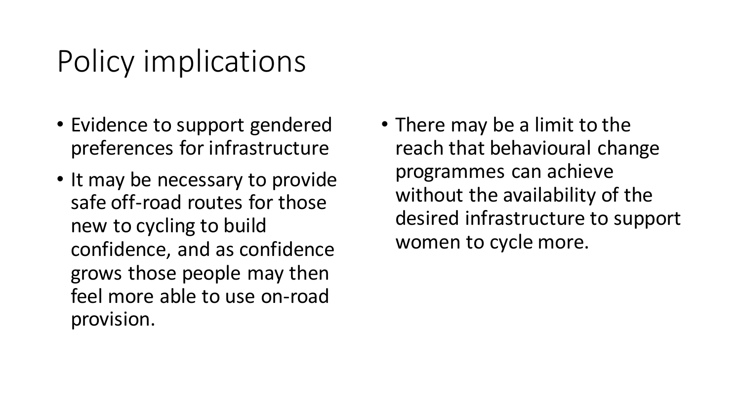# Policy implications

- Evidence to support gendered preferences for infrastructure
- It may be necessary to provide safe off-road routes for those new to cycling to build confidence, and as confidence grows those people may then feel more able to use on-road provision.
- There may be a limit to the reach that behavioural change programmes can achieve without the availability of the desired infrastructure to support women to cycle more.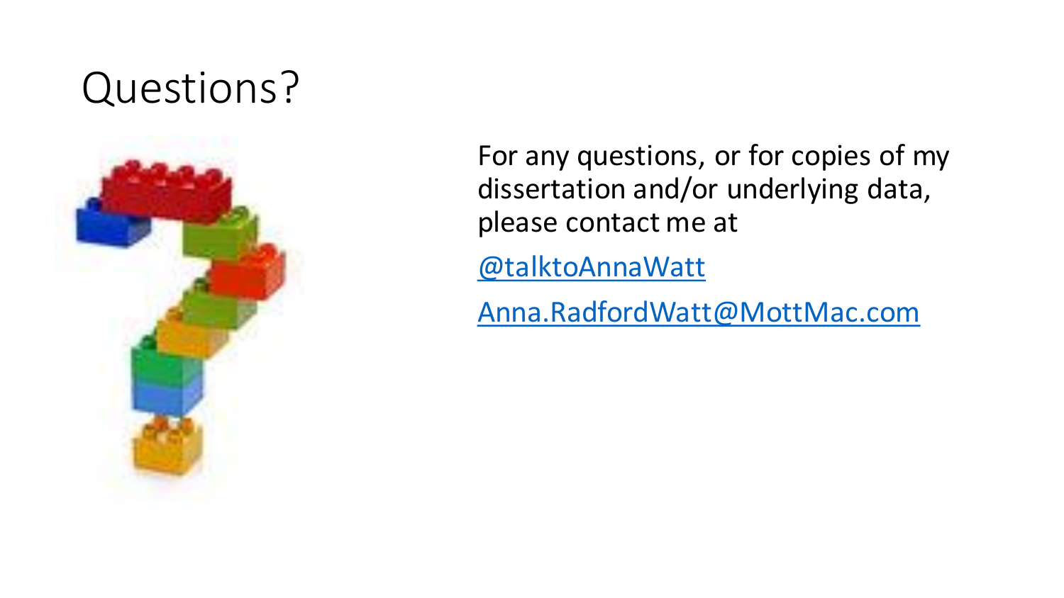# Questions?

For any questions, or for copies of my dissertation and/or underlying data, please contact me at

@talktoAnnaWatt

Anna.RadfordWatt@MottMac.com